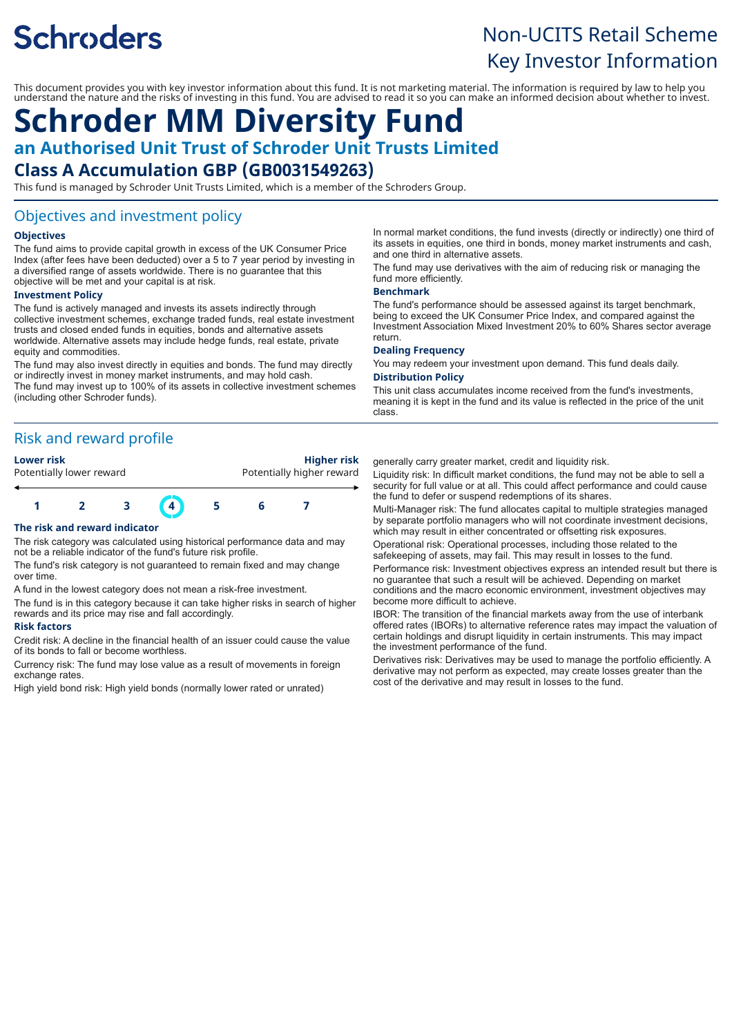Schroders

Non-UCITS Retail Scheme
Key Investor Information

This document provides you with key investor information about this fund. It is not marketing material. The information is required by law to help you understand the nature and the risks of investing in this fund. You are advised to read it so you can make an informed decision about whether to invest.

# Schroder MM Diversity Fund

## an Authorised Unit Trust of Schroder Unit Trusts Limited

## Class A Accumulation GBP (GB0031549263)

This fund is managed by Schroder Unit Trusts Limited, which is a member of the Schroders Group.

## Objectives and investment policy

### Objectives

The fund aims to provide capital growth in excess of the UK Consumer Price Index (after fees have been deducted) over a 5 to 7 year period by investing in a diversified range of assets worldwide. There is no guarantee that this objective will be met and your capital is at risk.

### Investment Policy

The fund is actively managed and invests its assets indirectly through collective investment schemes, exchange traded funds, real estate investment trusts and closed ended funds in equities, bonds and alternative assets worldwide. Alternative assets may include hedge funds, real estate, private equity and commodities.

The fund may also invest directly in equities and bonds. The fund may directly or indirectly invest in money market instruments, and may hold cash.
The fund may invest up to 100% of its assets in collective investment schemes (including other Schroder funds).

In normal market conditions, the fund invests (directly or indirectly) one third of its assets in equities, one third in bonds, money market instruments and cash, and one third in alternative assets.

The fund may use derivatives with the aim of reducing risk or managing the fund more efficiently.

### Benchmark

The fund's performance should be assessed against its target benchmark, being to exceed the UK Consumer Price Index, and compared against the Investment Association Mixed Investment 20% to 60% Shares sector average return.

### Dealing Frequency

You may redeem your investment upon demand. This fund deals daily.

### Distribution Policy

This unit class accumulates income received from the fund's investments, meaning it is kept in the fund and its value is reflected in the price of the unit class.

## Risk and reward profile

| **Lower risk** | | | | | | **Higher risk** |
|---|---|---|---|---|---|---|
| Potentially lower reward | | | | | | Potentially higher reward |
| 1 | 2 | 3 | **(4)** | 5 | 6 | 7 |

### The risk and reward indicator

The risk category was calculated using historical performance data and may not be a reliable indicator of the fund's future risk profile.

The fund's risk category is not guaranteed to remain fixed and may change over time.

A fund in the lowest category does not mean a risk-free investment.

The fund is in this category because it can take higher risks in search of higher rewards and its price may rise and fall accordingly.

### Risk factors

Credit risk: A decline in the financial health of an issuer could cause the value of its bonds to fall or become worthless.

Currency risk: The fund may lose value as a result of movements in foreign exchange rates.

High yield bond risk: High yield bonds (normally lower rated or unrated) generally carry greater market, credit and liquidity risk.

Liquidity risk: In difficult market conditions, the fund may not be able to sell a security for full value or at all. This could affect performance and could cause the fund to defer or suspend redemptions of its shares.

Multi-Manager risk: The fund allocates capital to multiple strategies managed by separate portfolio managers who will not coordinate investment decisions, which may result in either concentrated or offsetting risk exposures.

Operational risk: Operational processes, including those related to the safekeeping of assets, may fail. This may result in losses to the fund.

Performance risk: Investment objectives express an intended result but there is no guarantee that such a result will be achieved. Depending on market conditions and the macro economic environment, investment objectives may become more difficult to achieve.

IBOR: The transition of the financial markets away from the use of interbank offered rates (IBORs) to alternative reference rates may impact the valuation of certain holdings and disrupt liquidity in certain instruments. This may impact the investment performance of the fund.

Derivatives risk: Derivatives may be used to manage the portfolio efficiently. A derivative may not perform as expected, may create losses greater than the cost of the derivative and may result in losses to the fund.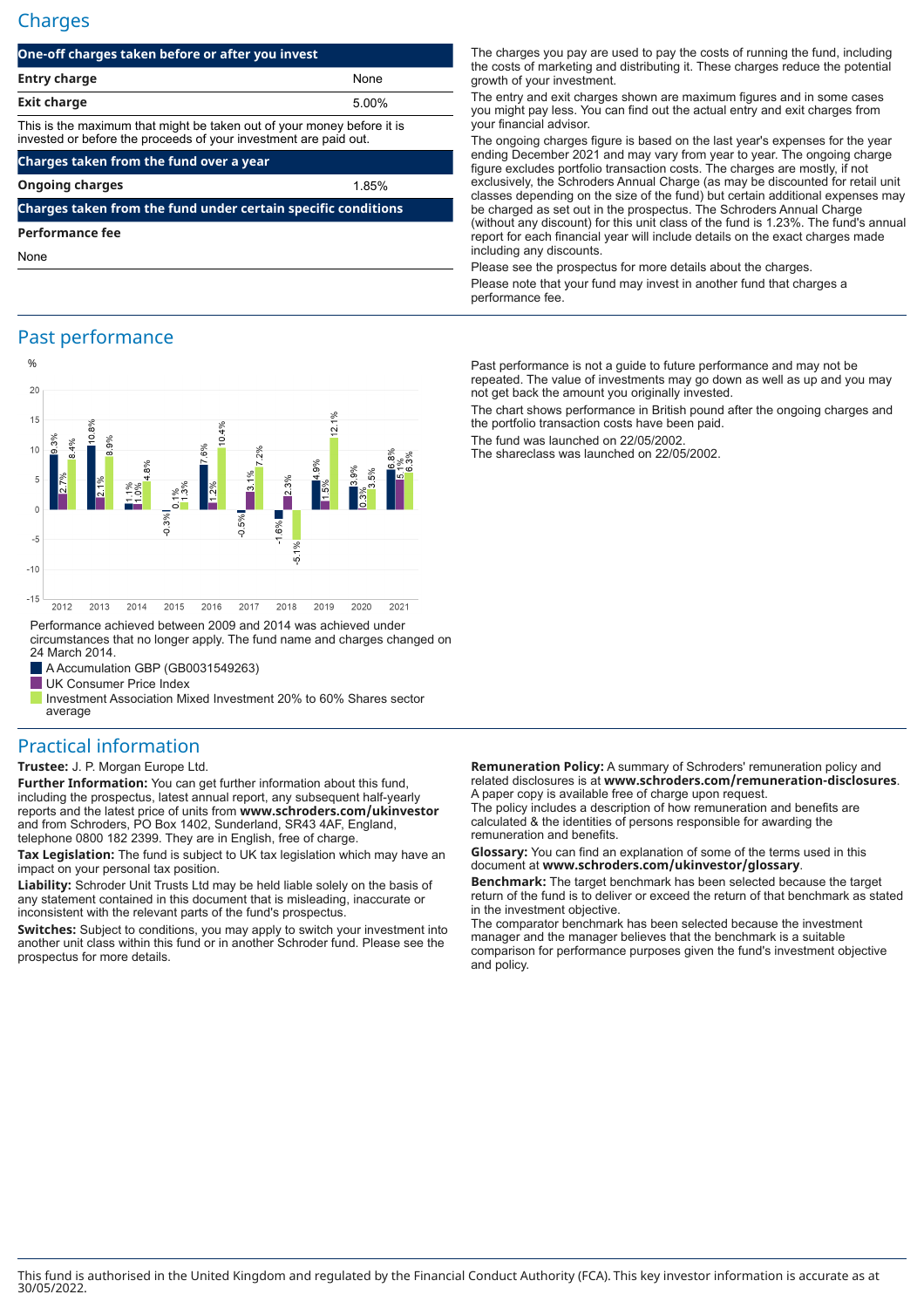## Charges

| One-off charges taken before or after you invest | |
|---|---|
| **Entry charge** | None |
| **Exit charge** | 5.00% |
| This is the maximum that might be taken out of your money before it is invested or before the proceeds of your investment are paid out. | |
| **Charges taken from the fund over a year** | |
| **Ongoing charges** | 1.85% |
| **Charges taken from the fund under certain specific conditions** | |
| **Performance fee** | |
| None | |

The charges you pay are used to pay the costs of running the fund, including the costs of marketing and distributing it. These charges reduce the potential growth of your investment.

The entry and exit charges shown are maximum figures and in some cases you might pay less. You can find out the actual entry and exit charges from your financial advisor.

The ongoing charges figure is based on the last year's expenses for the year ending December 2021 and may vary from year to year. The ongoing charge figure excludes portfolio transaction costs. The charges are mostly, if not exclusively, the Schroders Annual Charge (as may be discounted for retail unit classes depending on the size of the fund) but certain additional expenses may be charged as set out in the prospectus. The Schroders Annual Charge (without any discount) for this unit class of the fund is 1.23%. The fund's annual report for each financial year will include details on the exact charges made including any discounts.

Please see the prospectus for more details about the charges.

Please note that your fund may invest in another fund that charges a performance fee.

## Past performance

%

20
15
10
5
0
-5
-10
-15

2012: 9.3%, 2.7%, 8.4%
2013: 10.6%, 2.1%, 8.9%
2014: 1.1%, 1.0%, 4.8%
2015: -0.3%, 0.1%, 1.3%
2016: 7.6%, 1.2%, 10.4%
2017: -0.5%, 3.1%, 7.2%
2018: -1.6%, 2.3%, -5.1%
2019: 4.9%, 1.5%, 12.1%
2020: 3.9%, 0.3%, 3.5%
2021: 6.8%, 5.1%, 6.3%

Performance achieved between 2009 and 2014 was achieved under circumstances that no longer apply. The fund name and charges changed on 24 March 2014.

- A Accumulation GBP (GB0031549263)
- UK Consumer Price Index
- Investment Association Mixed Investment 20% to 60% Shares sector average

Past performance is not a guide to future performance and may not be repeated. The value of investments may go down as well as up and you may not get back the amount you originally invested.

The chart shows performance in British pound after the ongoing charges and the portfolio transaction costs have been paid.

The fund was launched on 22/05/2002.
The shareclass was launched on 22/05/2002.

## Practical information

**Trustee:** J. P. Morgan Europe Ltd.

**Further Information:** You can get further information about this fund, including the prospectus, latest annual report, any subsequent half-yearly reports and the latest price of units from **www.schroders.com/ukinvestor** and from Schroders, PO Box 1402, Sunderland, SR43 4AF, England, telephone 0800 182 2399. They are in English, free of charge.

**Tax Legislation:** The fund is subject to UK tax legislation which may have an impact on your personal tax position.

**Liability:** Schroder Unit Trusts Ltd may be held liable solely on the basis of any statement contained in this document that is misleading, inaccurate or inconsistent with the relevant parts of the fund's prospectus.

**Switches:** Subject to conditions, you may apply to switch your investment into another unit class within this fund or in another Schroder fund. Please see the prospectus for more details.

**Remuneration Policy:** A summary of Schroders' remuneration policy and related disclosures is at **www.schroders.com/remuneration-disclosures**. A paper copy is available free of charge upon request.

The policy includes a description of how remuneration and benefits are calculated & the identities of persons responsible for awarding the remuneration and benefits.

**Glossary:** You can find an explanation of some of the terms used in this document at **www.schroders.com/ukinvestor/glossary**.

**Benchmark:** The target benchmark has been selected because the target return of the fund is to deliver or exceed the return of that benchmark as stated in the investment objective.

The comparator benchmark has been selected because the investment manager and the manager believes that the benchmark is a suitable comparison for performance purposes given the fund's investment objective and policy.

This fund is authorised in the United Kingdom and regulated by the Financial Conduct Authority (FCA). This key investor information is accurate as at 30/05/2022.